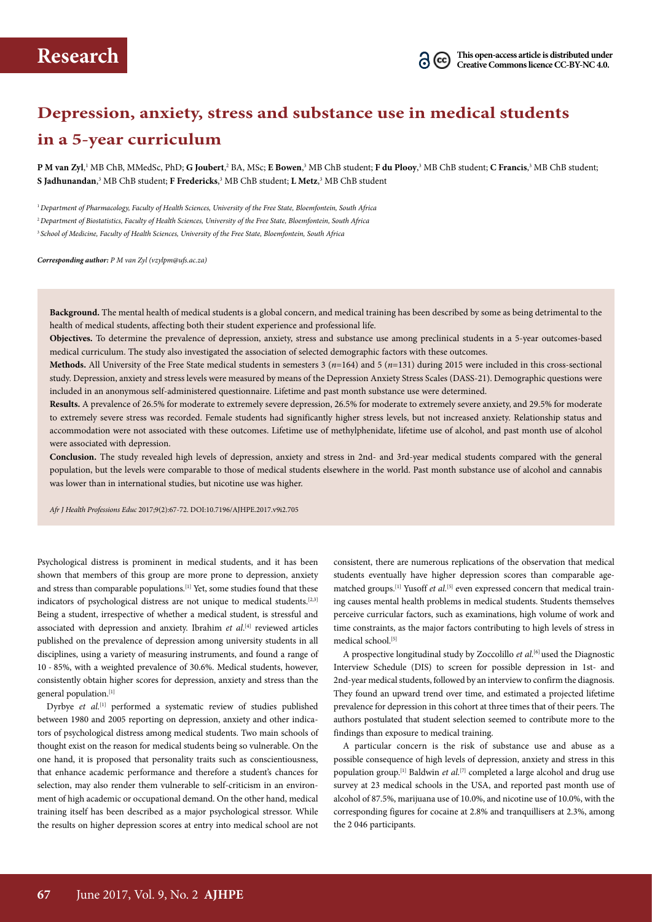Research

This open-access article is distributed under Creative Commons licence CC-BY-NC 4.0.

# Depression, anxiety, stress and substance use in medical students in a 5-year curriculum

**P M van Zyl**,[1] MB ChB, MMedSc, PhD; **G Joubert**,[2] BA, MSc; **E Bowen**,[3] MB ChB student; **F du Plooy**,[3] MB ChB student; **C Francis**,[3] MB ChB student; **S Jadhunandan**,[3] MB ChB student; **F Fredericks**,[3] MB ChB student; **L Metz**,[3] MB ChB student

[1] *Department of Pharmacology, Faculty of Health Sciences, University of the Free State, Bloemfontein, South Africa*
[2] *Department of Biostatistics, Faculty of Health Sciences, University of the Free State, Bloemfontein, South Africa*
[3] *School of Medicine, Faculty of Health Sciences, University of the Free State, Bloemfontein, South Africa*

***Corresponding author:*** *P M van Zyl (vzylpm@ufs.ac.za)*

**Background.** The mental health of medical students is a global concern, and medical training has been described by some as being detrimental to the health of medical students, affecting both their student experience and professional life.

**Objectives.** To determine the prevalence of depression, anxiety, stress and substance use among preclinical students in a 5-year outcomes-based medical curriculum. The study also investigated the association of selected demographic factors with these outcomes.

**Methods.** All University of the Free State medical students in semesters 3 (*n*=164) and 5 (*n*=131) during 2015 were included in this cross-sectional study. Depression, anxiety and stress levels were measured by means of the Depression Anxiety Stress Scales (DASS-21). Demographic questions were included in an anonymous self-administered questionnaire. Lifetime and past month substance use were determined.

**Results.** A prevalence of 26.5% for moderate to extremely severe depression, 26.5% for moderate to extremely severe anxiety, and 29.5% for moderate to extremely severe stress was recorded. Female students had significantly higher stress levels, but not increased anxiety. Relationship status and accommodation were not associated with these outcomes. Lifetime use of methylphenidate, lifetime use of alcohol, and past month use of alcohol were associated with depression.

**Conclusion.** The study revealed high levels of depression, anxiety and stress in 2nd- and 3rd-year medical students compared with the general population, but the levels were comparable to those of medical students elsewhere in the world. Past month substance use of alcohol and cannabis was lower than in international studies, but nicotine use was higher.

*Afr J Health Professions Educ* 2017;9(2):67-72. DOI:10.7196/AJHPE.2017.v9i2.705

Psychological distress is prominent in medical students, and it has been shown that members of this group are more prone to depression, anxiety and stress than comparable populations.[1] Yet, some studies found that these indicators of psychological distress are not unique to medical students.[2,3] Being a student, irrespective of whether a medical student, is stressful and associated with depression and anxiety. Ibrahim *et al.*[4] reviewed articles published on the prevalence of depression among university students in all disciplines, using a variety of measuring instruments, and found a range of 10 - 85%, with a weighted prevalence of 30.6%. Medical students, however, consistently obtain higher scores for depression, anxiety and stress than the general population.[1]

Dyrbye *et al.*[1] performed a systematic review of studies published between 1980 and 2005 reporting on depression, anxiety and other indicators of psychological distress among medical students. Two main schools of thought exist on the reason for medical students being so vulnerable. On the one hand, it is proposed that personality traits such as conscientiousness, that enhance academic performance and therefore a student's chances for selection, may also render them vulnerable to self-criticism in an environment of high academic or occupational demand. On the other hand, medical training itself has been described as a major psychological stressor. While the results on higher depression scores at entry into medical school are not consistent, there are numerous replications of the observation that medical students eventually have higher depression scores than comparable age-matched groups.[1] Yusoff *et al.*[5] even expressed concern that medical training causes mental health problems in medical students. Students themselves perceive curricular factors, such as examinations, high volume of work and time constraints, as the major factors contributing to high levels of stress in medical school.[5]

A prospective longitudinal study by Zoccolillo *et al.*[6] used the Diagnostic Interview Schedule (DIS) to screen for possible depression in 1st- and 2nd-year medical students, followed by an interview to confirm the diagnosis. They found an upward trend over time, and estimated a projected lifetime prevalence for depression in this cohort at three times that of their peers. The authors postulated that student selection seemed to contribute more to the findings than exposure to medical training.

A particular concern is the risk of substance use and abuse as a possible consequence of high levels of depression, anxiety and stress in this population group.[1] Baldwin *et al.*[7] completed a large alcohol and drug use survey at 23 medical schools in the USA, and reported past month use of alcohol of 87.5%, marijuana use of 10.0%, and nicotine use of 10.0%, with the corresponding figures for cocaine at 2.8% and tranquillisers at 2.3%, among the 2 046 participants.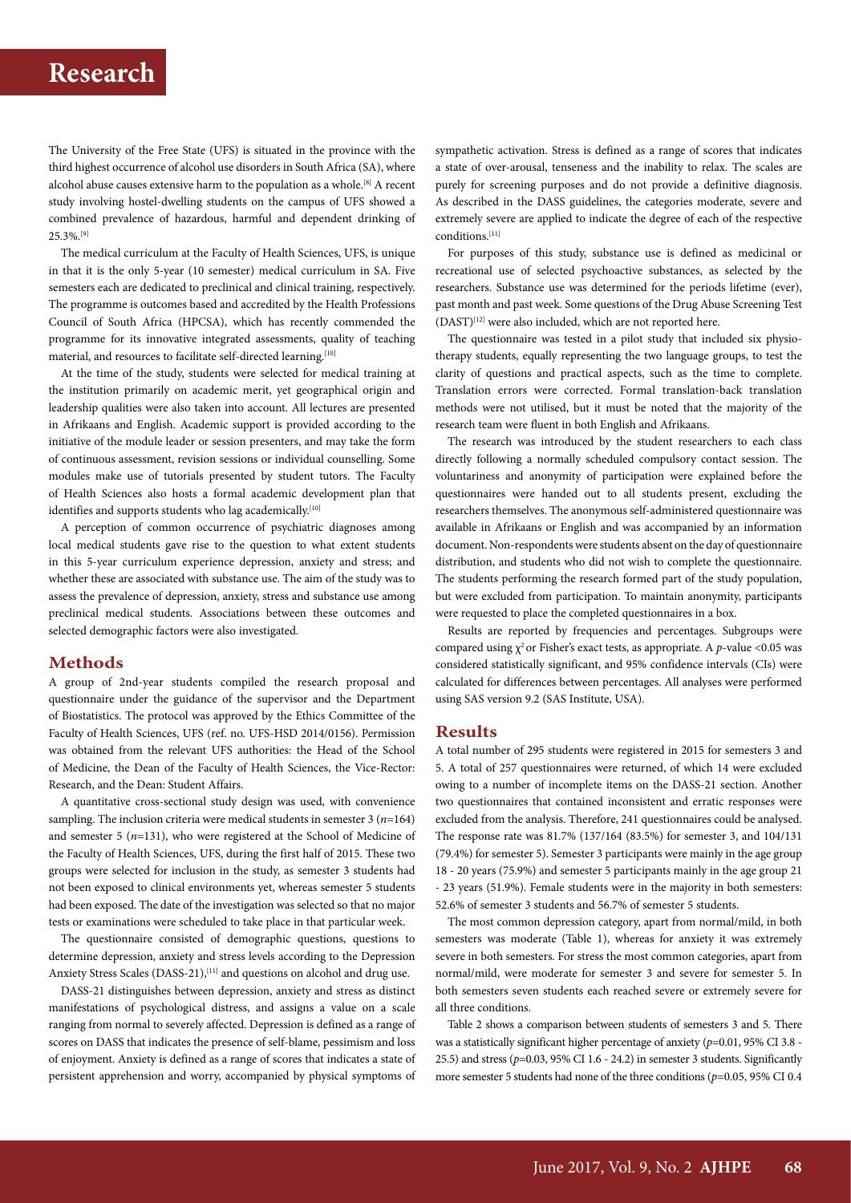The University of the Free State (UFS) is situated in the province with the third highest occurrence of alcohol use disorders in South Africa (SA), where alcohol abuse causes extensive harm to the population as a whole.[8] A recent study involving hostel-dwelling students on the campus of UFS showed a combined prevalence of hazardous, harmful and dependent drinking of 25.3%.[9]

The medical curriculum at the Faculty of Health Sciences, UFS, is unique in that it is the only 5-year (10 semester) medical curriculum in SA. Five semesters each are dedicated to preclinical and clinical training, respectively. The programme is outcomes based and accredited by the Health Professions Council of South Africa (HPCSA), which has recently commended the programme for its innovative integrated assessments, quality of teaching material, and resources to facilitate self-directed learning.[10]

At the time of the study, students were selected for medical training at the institution primarily on academic merit, yet geographical origin and leadership qualities were also taken into account. All lectures are presented in Afrikaans and English. Academic support is provided according to the initiative of the module leader or session presenters, and may take the form of continuous assessment, revision sessions or individual counselling. Some modules make use of tutorials presented by student tutors. The Faculty of Health Sciences also hosts a formal academic development plan that identifies and supports students who lag academically.[10]

A perception of common occurrence of psychiatric diagnoses among local medical students gave rise to the question to what extent students in this 5-year curriculum experience depression, anxiety and stress; and whether these are associated with substance use. The aim of the study was to assess the prevalence of depression, anxiety, stress and substance use among preclinical medical students. Associations between these outcomes and selected demographic factors were also investigated.

## Methods

A group of 2nd-year students compiled the research proposal and questionnaire under the guidance of the supervisor and the Department of Biostatistics. The protocol was approved by the Ethics Committee of the Faculty of Health Sciences, UFS (ref. no. UFS-HSD 2014/0156). Permission was obtained from the relevant UFS authorities: the Head of the School of Medicine, the Dean of the Faculty of Health Sciences, the Vice-Rector: Research, and the Dean: Student Affairs.

A quantitative cross-sectional study design was used, with convenience sampling. The inclusion criteria were medical students in semester 3 ($n$=164) and semester 5 ($n$=131), who were registered at the School of Medicine of the Faculty of Health Sciences, UFS, during the first half of 2015. These two groups were selected for inclusion in the study, as semester 3 students had not been exposed to clinical environments yet, whereas semester 5 students had been exposed. The date of the investigation was selected so that no major tests or examinations were scheduled to take place in that particular week.

The questionnaire consisted of demographic questions, questions to determine depression, anxiety and stress levels according to the Depression Anxiety Stress Scales (DASS-21),[11] and questions on alcohol and drug use.

DASS-21 distinguishes between depression, anxiety and stress as distinct manifestations of psychological distress, and assigns a value on a scale ranging from normal to severely affected. Depression is defined as a range of scores on DASS that indicates the presence of self-blame, pessimism and loss of enjoyment. Anxiety is defined as a range of scores that indicates a state of persistent apprehension and worry, accompanied by physical symptoms of sympathetic activation. Stress is defined as a range of scores that indicates a state of over-arousal, tenseness and the inability to relax. The scales are purely for screening purposes and do not provide a definitive diagnosis. As described in the DASS guidelines, the categories moderate, severe and extremely severe are applied to indicate the degree of each of the respective conditions.[11]

For purposes of this study, substance use is defined as medicinal or recreational use of selected psychoactive substances, as selected by the researchers. Substance use was determined for the periods lifetime (ever), past month and past week. Some questions of the Drug Abuse Screening Test (DAST)[12] were also included, which are not reported here.

The questionnaire was tested in a pilot study that included six physiotherapy students, equally representing the two language groups, to test the clarity of questions and practical aspects, such as the time to complete. Translation errors were corrected. Formal translation-back translation methods were not utilised, but it must be noted that the majority of the research team were fluent in both English and Afrikaans.

The research was introduced by the student researchers to each class directly following a normally scheduled compulsory contact session. The voluntariness and anonymity of participation were explained before the questionnaires were handed out to all students present, excluding the researchers themselves. The anonymous self-administered questionnaire was available in Afrikaans or English and was accompanied by an information document. Non-respondents were students absent on the day of questionnaire distribution, and students who did not wish to complete the questionnaire. The students performing the research formed part of the study population, but were excluded from participation. To maintain anonymity, participants were requested to place the completed questionnaires in a box.

Results are reported by frequencies and percentages. Subgroups were compared using $\chi^2$ or Fisher's exact tests, as appropriate. A $p$-value <0.05 was considered statistically significant, and 95% confidence intervals (CIs) were calculated for differences between percentages. All analyses were performed using SAS version 9.2 (SAS Institute, USA).

## Results

A total number of 295 students were registered in 2015 for semesters 3 and 5. A total of 257 questionnaires were returned, of which 14 were excluded owing to a number of incomplete items on the DASS-21 section. Another two questionnaires that contained inconsistent and erratic responses were excluded from the analysis. Therefore, 241 questionnaires could be analysed. The response rate was 81.7% (137/164 (83.5%) for semester 3, and 104/131 (79.4%) for semester 5). Semester 3 participants were mainly in the age group 18 - 20 years (75.9%) and semester 5 participants mainly in the age group 21 - 23 years (51.9%). Female students were in the majority in both semesters: 52.6% of semester 3 students and 56.7% of semester 5 students.

The most common depression category, apart from normal/mild, in both semesters was moderate (Table 1), whereas for anxiety it was extremely severe in both semesters. For stress the most common categories, apart from normal/mild, were moderate for semester 3 and severe for semester 5. In both semesters seven students each reached severe or extremely severe for all three conditions.

Table 2 shows a comparison between students of semesters 3 and 5. There was a statistically significant higher percentage of anxiety ($p$=0.01, 95% CI 3.8 - 25.5) and stress ($p$=0.03, 95% CI 1.6 - 24.2) in semester 3 students. Significantly more semester 5 students had none of the three conditions ($p$=0.05, 95% CI 0.4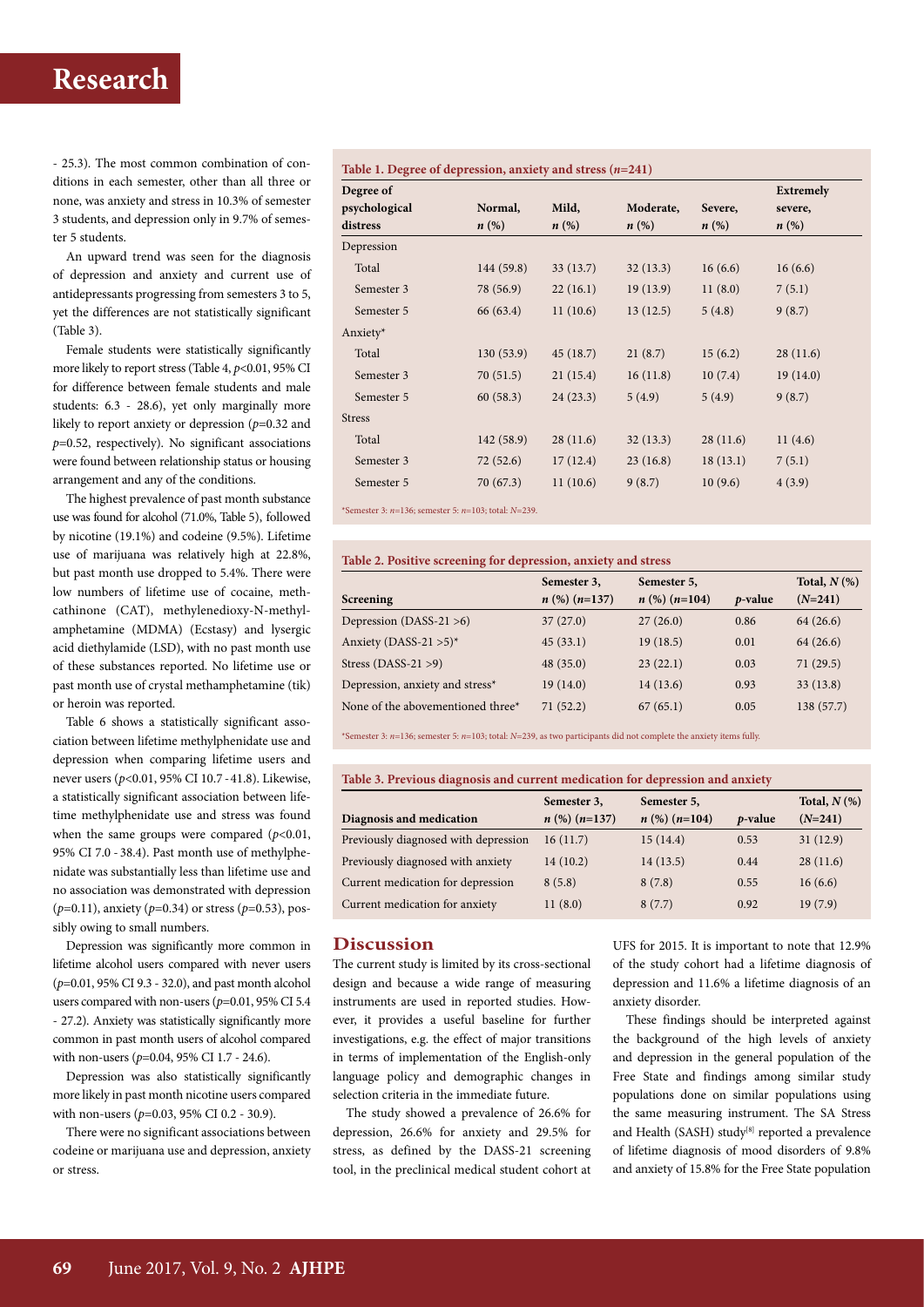- 25.3). The most common combination of conditions in each semester, other than all three or none, was anxiety and stress in 10.3% of semester 3 students, and depression only in 9.7% of semester 5 students.

An upward trend was seen for the diagnosis of depression and anxiety and current use of antidepressants progressing from semesters 3 to 5, yet the differences are not statistically significant (Table 3).

Female students were statistically significantly more likely to report stress (Table 4, $p<0.01$, 95% CI for difference between female students and male students: 6.3 - 28.6), yet only marginally more likely to report anxiety or depression ($p=0.32$ and $p=0.52$, respectively). No significant associations were found between relationship status or housing arrangement and any of the conditions.

The highest prevalence of past month substance use was found for alcohol (71.0%, Table 5), followed by nicotine (19.1%) and codeine (9.5%). Lifetime use of marijuana was relatively high at 22.8%, but past month use dropped to 5.4%. There were low numbers of lifetime use of cocaine, methcathinone (CAT), methylenedioxy-N-methylamphetamine (MDMA) (Ecstasy) and lysergic acid diethylamide (LSD), with no past month use of these substances reported. No lifetime use or past month use of crystal methamphetamine (tik) or heroin was reported.

Table 6 shows a statistically significant association between lifetime methylphenidate use and depression when comparing lifetime users and never users ($p<0.01$, 95% CI 10.7 - 41.8). Likewise, a statistically significant association between lifetime methylphenidate use and stress was found when the same groups were compared ($p<0.01$, 95% CI 7.0 - 38.4). Past month use of methylphenidate was substantially less than lifetime use and no association was demonstrated with depression ($p=0.11$), anxiety ($p=0.34$) or stress ($p=0.53$), possibly owing to small numbers.

Depression was significantly more common in lifetime alcohol users compared with never users ($p=0.01$, 95% CI 9.3 - 32.0), and past month alcohol users compared with non-users ($p=0.01$, 95% CI 5.4 - 27.2). Anxiety was statistically significantly more common in past month users of alcohol compared with non-users ($p=0.04$, 95% CI 1.7 - 24.6).

Depression was also statistically significantly more likely in past month nicotine users compared with non-users ($p=0.03$, 95% CI 0.2 - 30.9).

There were no significant associations between codeine or marijuana use and depression, anxiety or stress.

**Table 1. Degree of depression, anxiety and stress ($n$=241)**

| Degree of psychological distress | Normal, $n$ (%) | Mild, $n$ (%) | Moderate, $n$ (%) | Severe, $n$ (%) | Extremely severe, $n$ (%) |
|---|---|---|---|---|---|
| Depression | | | | | |
| Total | 144 (59.8) | 33 (13.7) | 32 (13.3) | 16 (6.6) | 16 (6.6) |
| Semester 3 | 78 (56.9) | 22 (16.1) | 19 (13.9) | 11 (8.0) | 7 (5.1) |
| Semester 5 | 66 (63.4) | 11 (10.6) | 13 (12.5) | 5 (4.8) | 9 (8.7) |
| Anxiety* | | | | | |
| Total | 130 (53.9) | 45 (18.7) | 21 (8.7) | 15 (6.2) | 28 (11.6) |
| Semester 3 | 70 (51.5) | 21 (15.4) | 16 (11.8) | 10 (7.4) | 19 (14.0) |
| Semester 5 | 60 (58.3) | 24 (23.3) | 5 (4.9) | 5 (4.9) | 9 (8.7) |
| Stress | | | | | |
| Total | 142 (58.9) | 28 (11.6) | 32 (13.3) | 28 (11.6) | 11 (4.6) |
| Semester 3 | 72 (52.6) | 17 (12.4) | 23 (16.8) | 18 (13.1) | 7 (5.1) |
| Semester 5 | 70 (67.3) | 11 (10.6) | 9 (8.7) | 10 (9.6) | 4 (3.9) |

*Semester 3: $n$=136; semester 5: $n$=103; total: $N$=239.

**Table 2. Positive screening for depression, anxiety and stress**

| Screening | Semester 3, $n$ (%) ($n$=137) | Semester 5, $n$ (%) ($n$=104) | $p$-value | Total, $N$ (%) ($N$=241) |
|---|---|---|---|---|
| Depression (DASS-21 >6) | 37 (27.0) | 27 (26.0) | 0.86 | 64 (26.6) |
| Anxiety (DASS-21 >5)* | 45 (33.1) | 19 (18.5) | 0.01 | 64 (26.6) |
| Stress (DASS-21 >9) | 48 (35.0) | 23 (22.1) | 0.03 | 71 (29.5) |
| Depression, anxiety and stress* | 19 (14.0) | 14 (13.6) | 0.93 | 33 (13.8) |
| None of the abovementioned three* | 71 (52.2) | 67 (65.1) | 0.05 | 138 (57.7) |

*Semester 3: $n$=136; semester 5: $n$=103; total: $N$=239, as two participants did not complete the anxiety items fully.

**Table 3. Previous diagnosis and current medication for depression and anxiety**

| Diagnosis and medication | Semester 3, $n$ (%) ($n$=137) | Semester 5, $n$ (%) ($n$=104) | $p$-value | Total, $N$ (%) ($N$=241) |
|---|---|---|---|---|
| Previously diagnosed with depression | 16 (11.7) | 15 (14.4) | 0.53 | 31 (12.9) |
| Previously diagnosed with anxiety | 14 (10.2) | 14 (13.5) | 0.44 | 28 (11.6) |
| Current medication for depression | 8 (5.8) | 8 (7.8) | 0.55 | 16 (6.6) |
| Current medication for anxiety | 11 (8.0) | 8 (7.7) | 0.92 | 19 (7.9) |

## Discussion

The current study is limited by its cross-sectional design and because a wide range of measuring instruments are used in reported studies. However, it provides a useful baseline for further investigations, e.g. the effect of major transitions in terms of implementation of the English-only language policy and demographic changes in selection criteria in the immediate future.

The study showed a prevalence of 26.6% for depression, 26.6% for anxiety and 29.5% for stress, as defined by the DASS-21 screening tool, in the preclinical medical student cohort at UFS for 2015. It is important to note that 12.9% of the study cohort had a lifetime diagnosis of depression and 11.6% a lifetime diagnosis of an anxiety disorder.

These findings should be interpreted against the background of the high levels of anxiety and depression in the general population of the Free State and findings among similar study populations done on similar populations using the same measuring instrument. The SA Stress and Health (SASH) study[8] reported a prevalence of lifetime diagnosis of mood disorders of 9.8% and anxiety of 15.8% for the Free State population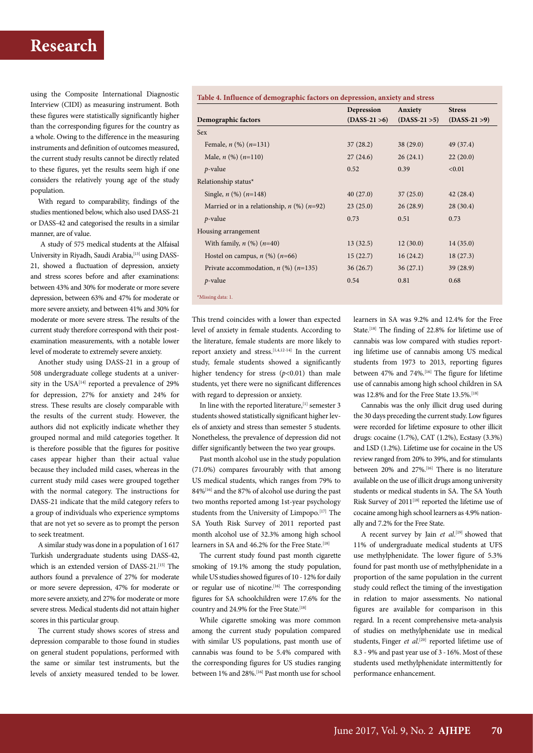using the Composite International Diagnostic Interview (CIDI) as measuring instrument. Both these figures were statistically significantly higher than the corresponding figures for the country as a whole. Owing to the difference in the measuring instruments and definition of outcomes measured, the current study results cannot be directly related to these figures, yet the results seem high if one considers the relatively young age of the study population.

With regard to comparability, findings of the studies mentioned below, which also used DASS-21 or DASS-42 and categorised the results in a similar manner, are of value.

A study of 575 medical students at the Alfaisal University in Riyadh, Saudi Arabia,[13] using DASS-21, showed a fluctuation of depression, anxiety and stress scores before and after examinations: between 43% and 30% for moderate or more severe depression, between 63% and 47% for moderate or more severe anxiety, and between 41% and 30% for moderate or more severe stress. The results of the current study therefore correspond with their post-examination measurements, with a notable lower level of moderate to extremely severe anxiety.

Another study using DASS-21 in a group of 508 undergraduate college students at a university in the USA[14] reported a prevalence of 29% for depression, 27% for anxiety and 24% for stress. These results are closely comparable with the results of the current study. However, the authors did not explicitly indicate whether they grouped normal and mild categories together. It is therefore possible that the figures for positive cases appear higher than their actual value because they included mild cases, whereas in the current study mild cases were grouped together with the normal category. The instructions for DASS-21 indicate that the mild category refers to a group of individuals who experience symptoms that are not yet so severe as to prompt the person to seek treatment.

A similar study was done in a population of 1 617 Turkish undergraduate students using DASS-42, which is an extended version of DASS-21.[15] The authors found a prevalence of 27% for moderate or more severe depression, 47% for moderate or more severe anxiety, and 27% for moderate or more severe stress. Medical students did not attain higher scores in this particular group.

The current study shows scores of stress and depression comparable to those found in studies on general student populations, performed with the same or similar test instruments, but the levels of anxiety measured tended to be lower. This trend coincides with a lower than expected level of anxiety in female students. According to the literature, female students are more likely to report anxiety and stress.[1,4,12-14] In the current study, female students showed a significantly higher tendency for stress ($p<0.01$) than male students, yet there were no significant differences with regard to depression or anxiety.

In line with the reported literature,[1] semester 3 students showed statistically significant higher levels of anxiety and stress than semester 5 students. Nonetheless, the prevalence of depression did not differ significantly between the two year groups.

Past month alcohol use in the study population (71.0%) compares favourably with that among US medical students, which ranges from 79% to 84%[16] and the 87% of alcohol use during the past two months reported among 1st-year psychology students from the University of Limpopo.[17] The SA Youth Risk Survey of 2011 reported past month alcohol use of 32.3% among high school learners in SA and 46.2% for the Free State.[18]

The current study found past month cigarette smoking of 19.1% among the study population, while US studies showed figures of 10 - 12% for daily or regular use of nicotine.[16] The corresponding figures for SA schoolchildren were 17.6% for the country and 24.9% for the Free State.[18]

While cigarette smoking was more common among the current study population compared with similar US populations, past month use of cannabis was found to be 5.4% compared with the corresponding figures for US studies ranging between 1% and 28%.[16] Past month use for school learners in SA was 9.2% and 12.4% for the Free State.[18] The finding of 22.8% for lifetime use of cannabis was low compared with studies reporting lifetime use of cannabis among US medical students from 1973 to 2013, reporting figures between 47% and 74%.[16] The figure for lifetime use of cannabis among high school children in SA was 12.8% and for the Free State 13.5%.[18]

Cannabis was the only illicit drug used during the 30 days preceding the current study. Low figures were recorded for lifetime exposure to other illicit drugs: cocaine (1.7%), CAT (1.2%), Ecstasy (3.3%) and LSD (1.2%). Lifetime use for cocaine in the US review ranged from 20% to 39%, and for stimulants between 20% and 27%.[16] There is no literature available on the use of illicit drugs among university students or medical students in SA. The SA Youth Risk Survey of 2011[18] reported the lifetime use of cocaine among high school learners as 4.9% nationally and 7.2% for the Free State.

A recent survey by Jain *et al*.[19] showed that 11% of undergraduate medical students at UFS use methylphenidate. The lower figure of 5.3% found for past month use of methylphenidate in a proportion of the same population in the current study could reflect the timing of the investigation in relation to major assessments. No national figures are available for comparison in this regard. In a recent comprehensive meta-analysis of studies on methylphenidate use in medical students, Finger *et al*.[20] reported lifetime use of 8.3 - 9% and past year use of 3 - 16%. Most of these students used methylphenidate intermittently for performance enhancement.

**Table 4. Influence of demographic factors on depression, anxiety and stress**

| Demographic factors | Depression (DASS-21 >6) | Anxiety (DASS-21 >5) | Stress (DASS-21 >9) |
|---|---|---|---|
| Sex | | | |
| Female, *n* (%) (*n*=131) | 37 (28.2) | 38 (29.0) | 49 (37.4) |
| Male, *n* (%) (*n*=110) | 27 (24.6) | 26 (24.1) | 22 (20.0) |
| *p*-value | 0.52 | 0.39 | <0.01 |
| Relationship status* | | | |
| Single, *n* (%) (*n*=148) | 40 (27.0) | 37 (25.0) | 42 (28.4) |
| Married or in a relationship, *n* (%) (*n*=92) | 23 (25.0) | 26 (28.9) | 28 (30.4) |
| *p*-value | 0.73 | 0.51 | 0.73 |
| Housing arrangement | | | |
| With family, *n* (%) (*n*=40) | 13 (32.5) | 12 (30.0) | 14 (35.0) |
| Hostel on campus, *n* (%) (*n*=66) | 15 (22.7) | 16 (24.2) | 18 (27.3) |
| Private accommodation, *n* (%) (*n*=135) | 36 (26.7) | 36 (27.1) | 39 (28.9) |
| *p*-value | 0.54 | 0.81 | 0.68 |

*Missing data: 1.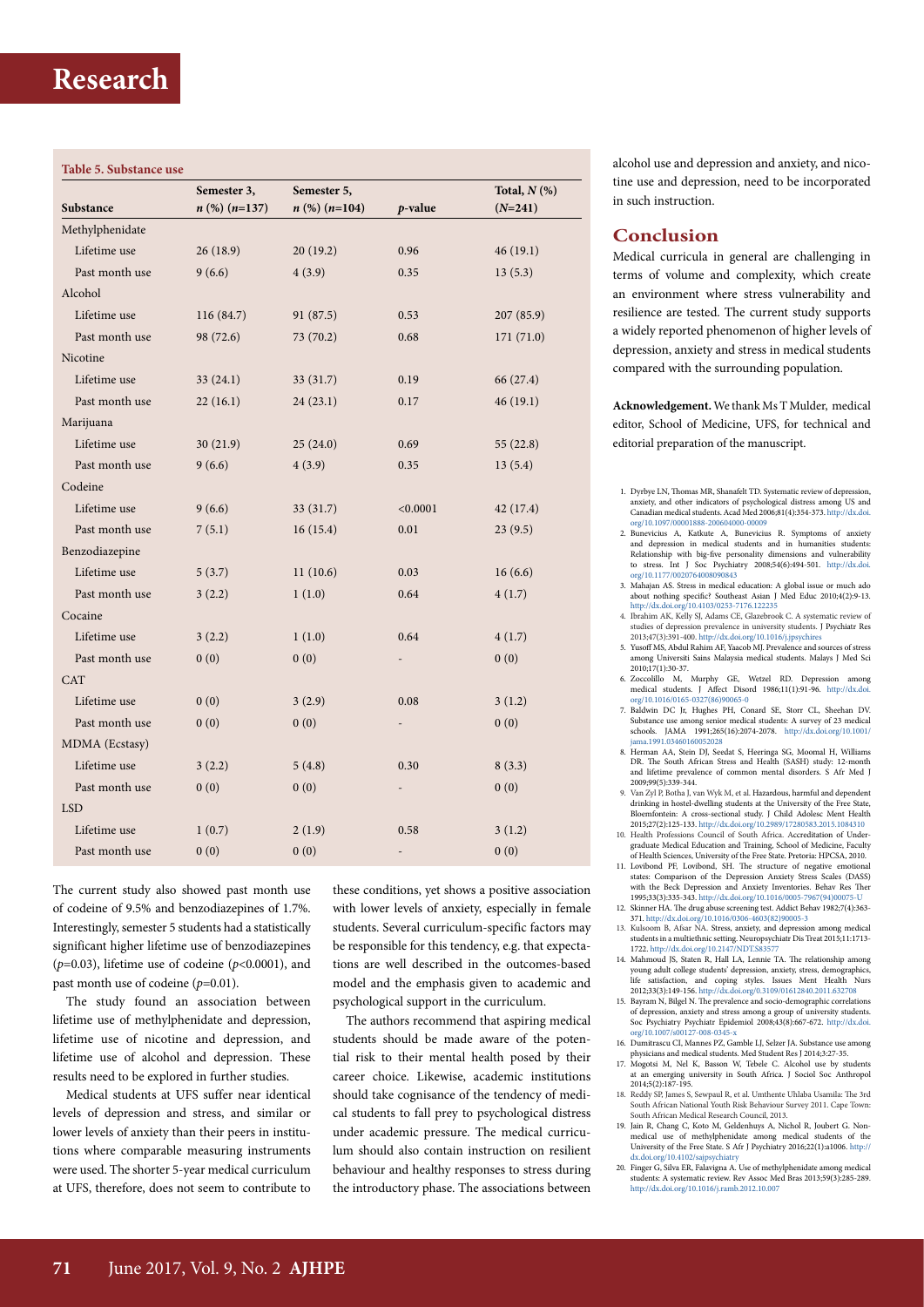**Table 5. Substance use**

| Substance | Semester 3, *n* (%) (*n*=137) | Semester 5, *n* (%) (*n*=104) | *p*-value | Total, *N* (%) (*N*=241) |
|---|---|---|---|---|
| Methylphenidate | | | | |
| Lifetime use | 26 (18.9) | 20 (19.2) | 0.96 | 46 (19.1) |
| Past month use | 9 (6.6) | 4 (3.9) | 0.35 | 13 (5.3) |
| Alcohol | | | | |
| Lifetime use | 116 (84.7) | 91 (87.5) | 0.53 | 207 (85.9) |
| Past month use | 98 (72.6) | 73 (70.2) | 0.68 | 171 (71.0) |
| Nicotine | | | | |
| Lifetime use | 33 (24.1) | 33 (31.7) | 0.19 | 66 (27.4) |
| Past month use | 22 (16.1) | 24 (23.1) | 0.17 | 46 (19.1) |
| Marijuana | | | | |
| Lifetime use | 30 (21.9) | 25 (24.0) | 0.69 | 55 (22.8) |
| Past month use | 9 (6.6) | 4 (3.9) | 0.35 | 13 (5.4) |
| Codeine | | | | |
| Lifetime use | 9 (6.6) | 33 (31.7) | <0.0001 | 42 (17.4) |
| Past month use | 7 (5.1) | 16 (15.4) | 0.01 | 23 (9.5) |
| Benzodiazepine | | | | |
| Lifetime use | 5 (3.7) | 11 (10.6) | 0.03 | 16 (6.6) |
| Past month use | 3 (2.2) | 1 (1.0) | 0.64 | 4 (1.7) |
| Cocaine | | | | |
| Lifetime use | 3 (2.2) | 1 (1.0) | 0.64 | 4 (1.7) |
| Past month use | 0 (0) | 0 (0) | - | 0 (0) |
| CAT | | | | |
| Lifetime use | 0 (0) | 3 (2.9) | 0.08 | 3 (1.2) |
| Past month use | 0 (0) | 0 (0) | - | 0 (0) |
| MDMA (Ecstasy) | | | | |
| Lifetime use | 3 (2.2) | 5 (4.8) | 0.30 | 8 (3.3) |
| Past month use | 0 (0) | 0 (0) | - | 0 (0) |
| LSD | | | | |
| Lifetime use | 1 (0.7) | 2 (1.9) | 0.58 | 3 (1.2) |
| Past month use | 0 (0) | 0 (0) | - | 0 (0) |

The current study also showed past month use of codeine of 9.5% and benzodiazepines of 1.7%. Interestingly, semester 5 students had a statistically significant higher lifetime use of benzodiazepines ($p$=0.03), lifetime use of codeine ($p$<0.0001), and past month use of codeine ($p$=0.01).

The study found an association between lifetime use of methylphenidate and depression, lifetime use of nicotine and depression, and lifetime use of alcohol and depression. These results need to be explored in further studies.

Medical students at UFS suffer near identical levels of depression and stress, and similar or lower levels of anxiety than their peers in institutions where comparable measuring instruments were used. The shorter 5-year medical curriculum at UFS, therefore, does not seem to contribute to these conditions, yet shows a positive association with lower levels of anxiety, especially in female students. Several curriculum-specific factors may be responsible for this tendency, e.g. that expectations are well described in the outcomes-based model and the emphasis given to academic and psychological support in the curriculum.

The authors recommend that aspiring medical students should be made aware of the potential risk to their mental health posed by their career choice. Likewise, academic institutions should take cognisance of the tendency of medical students to fall prey to psychological distress under academic pressure. The medical curriculum should also contain instruction on resilient behaviour and healthy responses to stress during the introductory phase. The associations between alcohol use and depression and anxiety, and nicotine use and depression, need to be incorporated in such instruction.

## Conclusion

Medical curricula in general are challenging in terms of volume and complexity, which create an environment where stress vulnerability and resilience are tested. The current study supports a widely reported phenomenon of higher levels of depression, anxiety and stress in medical students compared with the surrounding population.

**Acknowledgement.** We thank Ms T Mulder, medical editor, School of Medicine, UFS, for technical and editorial preparation of the manuscript.

1. Dyrbye LN, Thomas MR, Shanafelt TD. Systematic review of depression, anxiety, and other indicators of psychological distress among US and Canadian medical students. Acad Med 2006;81(4):354-373. http://dx.doi.org/10.1097/00001888-200604000-00009
2. Bunevicius A, Katkute A, Bunevicius R. Symptoms of anxiety and depression in medical students and in humanities students: Relationship with big-five personality dimensions and vulnerability to stress. Int J Soc Psychiatry 2008;54(6):494-501. http://dx.doi.org/10.1177/0020764008090843
3. Mahajan AS. Stress in medical education: A global issue or much ado about nothing specific? Southeast Asian J Med Educ 2010;4(2):9-13. http://dx.doi.org/10.4103/0253-7176.122235
4. Ibrahim AK, Kelly SJ, Adams CE, Glazebrook C. A systematic review of studies of depression prevalence in university students. J Psychiatr Res 2013;47(3):391-400. http://dx.doi.org/10.1016/j.jpsychires
5. Yusoff MS, Abdul Rahim AF, Yaacob MJ. Prevalence and sources of stress among Universiti Sains Malaysia medical students. Malays J Med Sci 2010;17(1):30-37.
6. Zoccolillo M, Murphy GE, Wetzel RD. Depression among medical students. J Affect Disord 1986;11(1):91-96. http://dx.doi.org/10.1016/0165-0327(86)90065-0
7. Baldwin DC Jr, Hughes PH, Conard SE, Storr CL, Sheehan DV. Substance use among senior medical students: A survey of 23 medical schools. JAMA 1991;265(16):2074-2078. http://dx.doi.org/10.1001/jama.1991.03460160052028
8. Herman AA, Stein DJ, Seedat S, Heeringa SG, Moomal H, Williams DR. The South African Stress and Health (SASH) study: 12-month and lifetime prevalence of common mental disorders. S Afr Med J 2009;99(5):339-344.
9. Van Zyl P, Botha J, van Wyk M, et al. Hazardous, harmful and dependent drinking in hostel-dwelling students at the University of the Free State, Bloemfontein: A cross-sectional study. J Child Adolesc Ment Health 2015;27(2):125-133. http://dx.doi.org/10.2989/17280583.2015.1084310
10. Health Professions Council of South Africa. Accreditation of Undergraduate Medical Education and Training, School of Medicine, Faculty of Health Sciences, University of the Free State. Pretoria: HPCSA, 2010.
11. Lovibond PF, Lovibond, SH. The structure of negative emotional states: Comparison of the Depression Anxiety Stress Scales (DASS) with the Beck Depression and Anxiety Inventories. Behav Res Ther 1995;33(3):335-343. http://dx.doi.org/10.1016/0005-7967(94)00075-U
12. Skinner HA. The drug abuse screening test. Addict Behav 1982;7(4):363-371. http://dx.doi.org/10.1016/0306-4603(82)90005-3
13. Kulsoom B, Afsar NA. Stress, anxiety, and depression among medical students in a multiethnic setting. Neuropsychiatr Dis Treat 2015;11:1713-1722. http://dx.doi.org/10.2147/NDT.S83577
14. Mahmoud JS, Staten R, Hall LA, Lennie TA. The relationship among young adult college students' depression, anxiety, stress, demographics, life satisfaction, and coping styles. Issues Ment Health Nurs 2012;33(3):149-156. http://dx.doi.org/10.3109/01612840.2011.632708
15. Bayram N, Bilgel N. The prevalence and socio-demographic correlations of depression, anxiety and stress among a group of university students. Soc Psychiatry Psychiatr Epidemiol 2008;43(8):667-672. http://dx.doi.org/10.1007/s00127-008-0345-x
16. Dumitrascu CI, Mannes PZ, Gamble LJ, Selzer JA. Substance use among physicians and medical students. Med Student Res J 2014;3:27-35.
17. Mogotsi M, Nel K, Basson W, Tebele C. Alcohol use by students at an emerging university in South Africa. J Sociol Soc Anthropol 2014;5(2):187-195.
18. Reddy SP, James S, Sewpaul R, et al. Umthente Uhlaba Usamila: The 3rd South African National Youth Risk Behaviour Survey 2011. Cape Town: South African Medical Research Council, 2013.
19. Jain R, Chang C, Koto M, Geldenhuys A, Nichol R, Joubert G. Non-medical use of methylphenidate among medical students of the University of the Free State. S Afr J Psychiatry 2016;22(1):a1006. http://dx.doi.org/10.4102/sajpsychiatry
20. Finger G, Silva ER, Falavigna A. Use of methylphenidate among medical students: A systematic review. Rev Assoc Med Bras 2013;59(3):285-289. http://dx.doi.org/10.1016/j.ramb.2012.10.007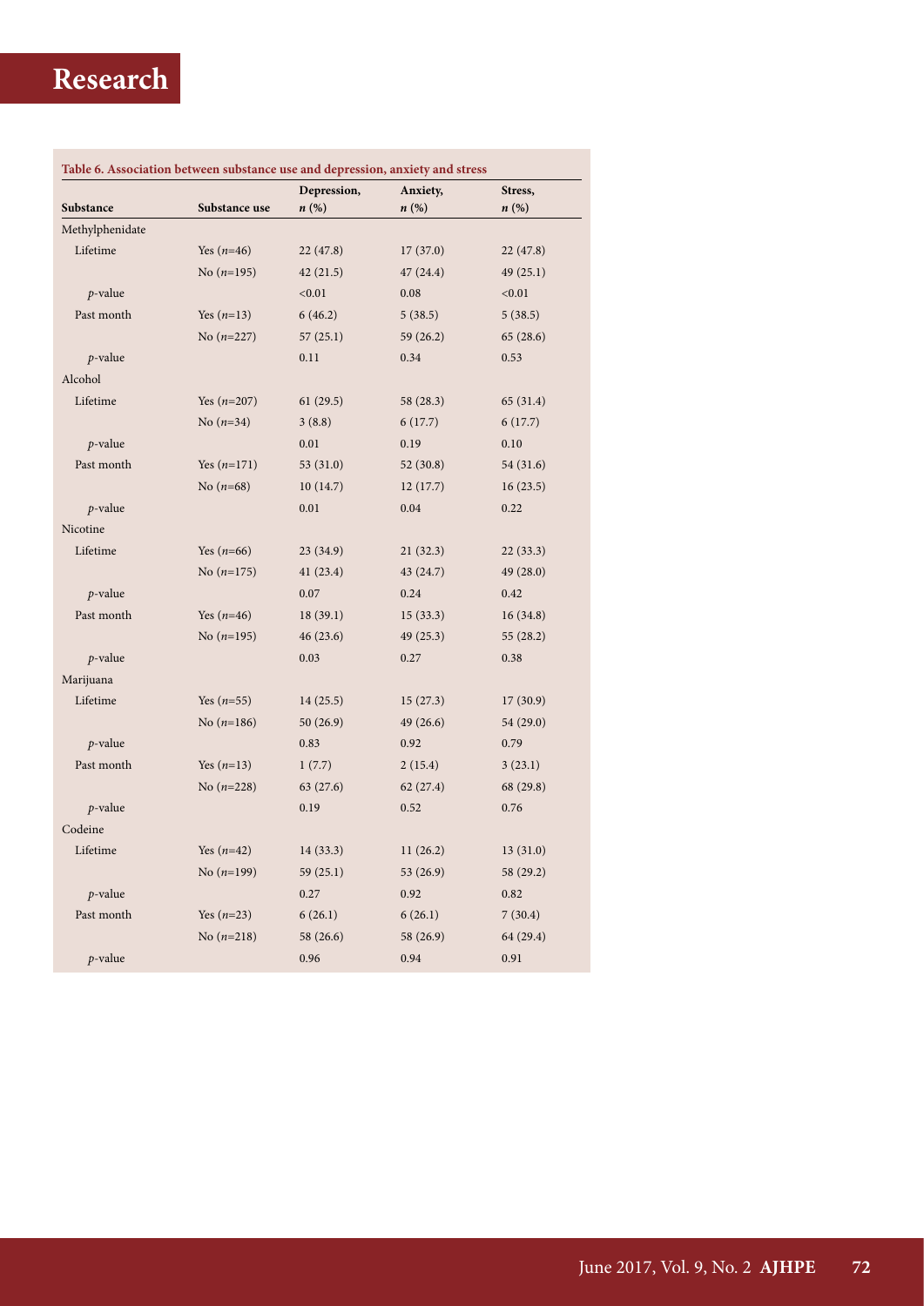**Table 6. Association between substance use and depression, anxiety and stress**

| Substance | Substance use | Depression, *n* (%) | Anxiety, *n* (%) | Stress, *n* (%) |
|---|---|---|---|---|
| Methylphenidate | | | | |
| Lifetime | Yes (*n*=46) | 22 (47.8) | 17 (37.0) | 22 (47.8) |
| | No (*n*=195) | 42 (21.5) | 47 (24.4) | 49 (25.1) |
| *p*-value | | <0.01 | 0.08 | <0.01 |
| Past month | Yes (*n*=13) | 6 (46.2) | 5 (38.5) | 5 (38.5) |
| | No (*n*=227) | 57 (25.1) | 59 (26.2) | 65 (28.6) |
| *p*-value | | 0.11 | 0.34 | 0.53 |
| Alcohol | | | | |
| Lifetime | Yes (*n*=207) | 61 (29.5) | 58 (28.3) | 65 (31.4) |
| | No (*n*=34) | 3 (8.8) | 6 (17.7) | 6 (17.7) |
| *p*-value | | 0.01 | 0.19 | 0.10 |
| Past month | Yes (*n*=171) | 53 (31.0) | 52 (30.8) | 54 (31.6) |
| | No (*n*=68) | 10 (14.7) | 12 (17.7) | 16 (23.5) |
| *p*-value | | 0.01 | 0.04 | 0.22 |
| Nicotine | | | | |
| Lifetime | Yes (*n*=66) | 23 (34.9) | 21 (32.3) | 22 (33.3) |
| | No (*n*=175) | 41 (23.4) | 43 (24.7) | 49 (28.0) |
| *p*-value | | 0.07 | 0.24 | 0.42 |
| Past month | Yes (*n*=46) | 18 (39.1) | 15 (33.3) | 16 (34.8) |
| | No (*n*=195) | 46 (23.6) | 49 (25.3) | 55 (28.2) |
| *p*-value | | 0.03 | 0.27 | 0.38 |
| Marijuana | | | | |
| Lifetime | Yes (*n*=55) | 14 (25.5) | 15 (27.3) | 17 (30.9) |
| | No (*n*=186) | 50 (26.9) | 49 (26.6) | 54 (29.0) |
| *p*-value | | 0.83 | 0.92 | 0.79 |
| Past month | Yes (*n*=13) | 1 (7.7) | 2 (15.4) | 3 (23.1) |
| | No (*n*=228) | 63 (27.6) | 62 (27.4) | 68 (29.8) |
| *p*-value | | 0.19 | 0.52 | 0.76 |
| Codeine | | | | |
| Lifetime | Yes (*n*=42) | 14 (33.3) | 11 (26.2) | 13 (31.0) |
| | No (*n*=199) | 59 (25.1) | 53 (26.9) | 58 (29.2) |
| *p*-value | | 0.27 | 0.92 | 0.82 |
| Past month | Yes (*n*=23) | 6 (26.1) | 6 (26.1) | 7 (30.4) |
| | No (*n*=218) | 58 (26.6) | 58 (26.9) | 64 (29.4) |
| *p*-value | | 0.96 | 0.94 | 0.91 |